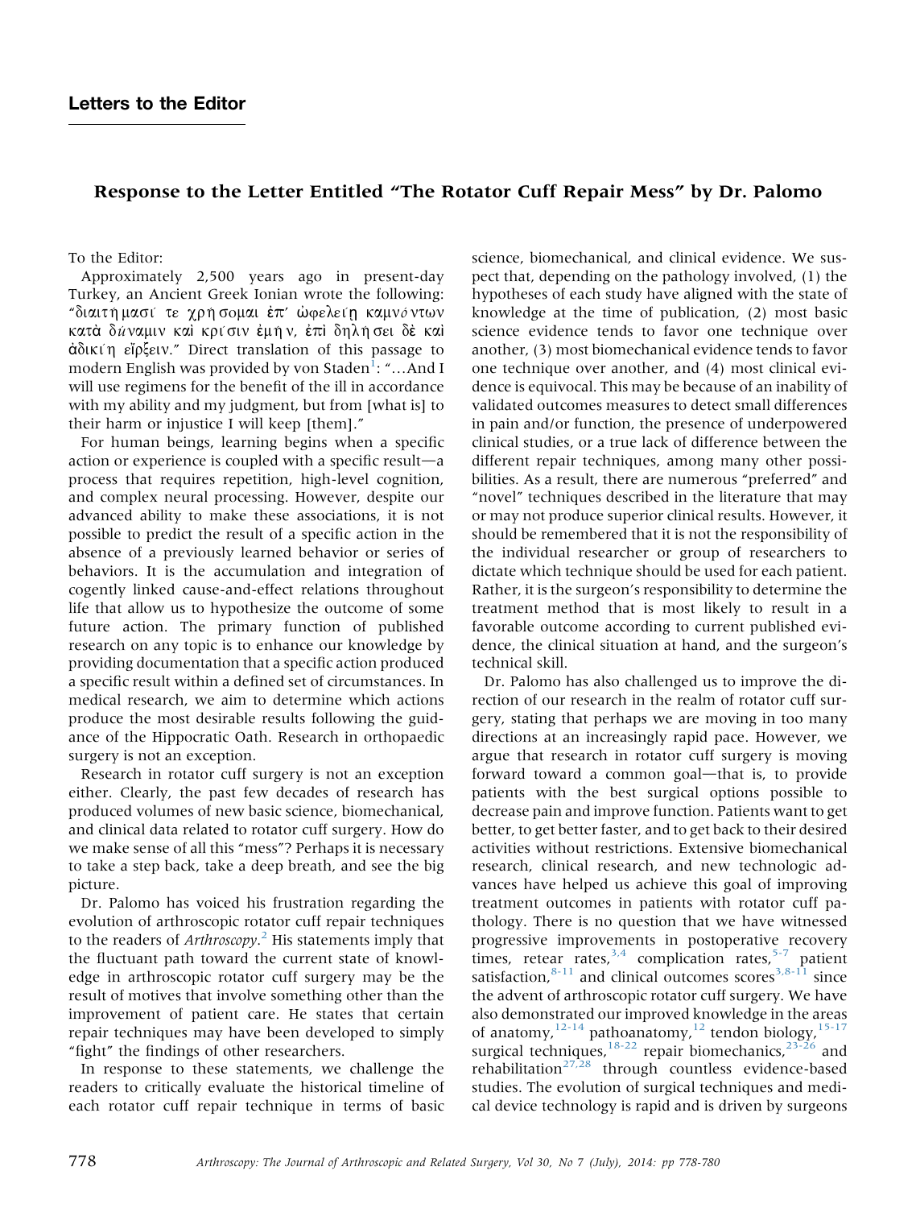## Letters to the Editor

# Response to the Letter Entitled "The Rotator Cuff Repair Mess" by Dr. Palomo

To the Editor:

Approximately 2,500 years ago in present-day Turkey, an Ancient Greek Ionian wrote the following: "διαιτήμασί τε χρήσομαι ἐπ' ὠφελείῃ καμνόντων κατὰ δύναμιν καὶ κρίσιν ἐμὴν, ἐπὶ δηλήσει δὲ καὶ ἀδικίῃ εἴρξειν." Direct translation of this passage to modern English was provided by von Staden[1]: "…And I will use regimens for the benefit of the ill in accordance with my ability and my judgment, but from [what is] to their harm or injustice I will keep [them]."

For human beings, learning begins when a specific action or experience is coupled with a specific result—a process that requires repetition, high-level cognition, and complex neural processing. However, despite our advanced ability to make these associations, it is not possible to predict the result of a specific action in the absence of a previously learned behavior or series of behaviors. It is the accumulation and integration of cogently linked cause-and-effect relations throughout life that allow us to hypothesize the outcome of some future action. The primary function of published research on any topic is to enhance our knowledge by providing documentation that a specific action produced a specific result within a defined set of circumstances. In medical research, we aim to determine which actions produce the most desirable results following the guidance of the Hippocratic Oath. Research in orthopaedic surgery is not an exception.

Research in rotator cuff surgery is not an exception either. Clearly, the past few decades of research has produced volumes of new basic science, biomechanical, and clinical data related to rotator cuff surgery. How do we make sense of all this "mess"? Perhaps it is necessary to take a step back, take a deep breath, and see the big picture.

Dr. Palomo has voiced his frustration regarding the evolution of arthroscopic rotator cuff repair techniques to the readers of *Arthroscopy*.[2] His statements imply that the fluctuant path toward the current state of knowledge in arthroscopic rotator cuff surgery may be the result of motives that involve something other than the improvement of patient care. He states that certain repair techniques may have been developed to simply "fight" the findings of other researchers.

In response to these statements, we challenge the readers to critically evaluate the historical timeline of each rotator cuff repair technique in terms of basic science, biomechanical, and clinical evidence. We suspect that, depending on the pathology involved, (1) the hypotheses of each study have aligned with the state of knowledge at the time of publication, (2) most basic science evidence tends to favor one technique over another, (3) most biomechanical evidence tends to favor one technique over another, and (4) most clinical evidence is equivocal. This may be because of an inability of validated outcomes measures to detect small differences in pain and/or function, the presence of underpowered clinical studies, or a true lack of difference between the different repair techniques, among many other possibilities. As a result, there are numerous "preferred" and "novel" techniques described in the literature that may or may not produce superior clinical results. However, it should be remembered that it is not the responsibility of the individual researcher or group of researchers to dictate which technique should be used for each patient. Rather, it is the surgeon's responsibility to determine the treatment method that is most likely to result in a favorable outcome according to current published evidence, the clinical situation at hand, and the surgeon's technical skill.

Dr. Palomo has also challenged us to improve the direction of our research in the realm of rotator cuff surgery, stating that perhaps we are moving in too many directions at an increasingly rapid pace. However, we argue that research in rotator cuff surgery is moving forward toward a common goal—that is, to provide patients with the best surgical options possible to decrease pain and improve function. Patients want to get better, to get better faster, and to get back to their desired activities without restrictions. Extensive biomechanical research, clinical research, and new technologic advances have helped us achieve this goal of improving treatment outcomes in patients with rotator cuff pathology. There is no question that we have witnessed progressive improvements in postoperative recovery times, retear rates,[3,4] complication rates,[5-7] patient satisfaction,[8-11] and clinical outcomes scores[3,8-11] since the advent of arthroscopic rotator cuff surgery. We have also demonstrated our improved knowledge in the areas of anatomy,[12-14] pathoanatomy,[12] tendon biology,[15-17] surgical techniques,[18-22] repair biomechanics,[23-26] and rehabilitation[27,28] through countless evidence-based studies. The evolution of surgical techniques and medical device technology is rapid and is driven by surgeons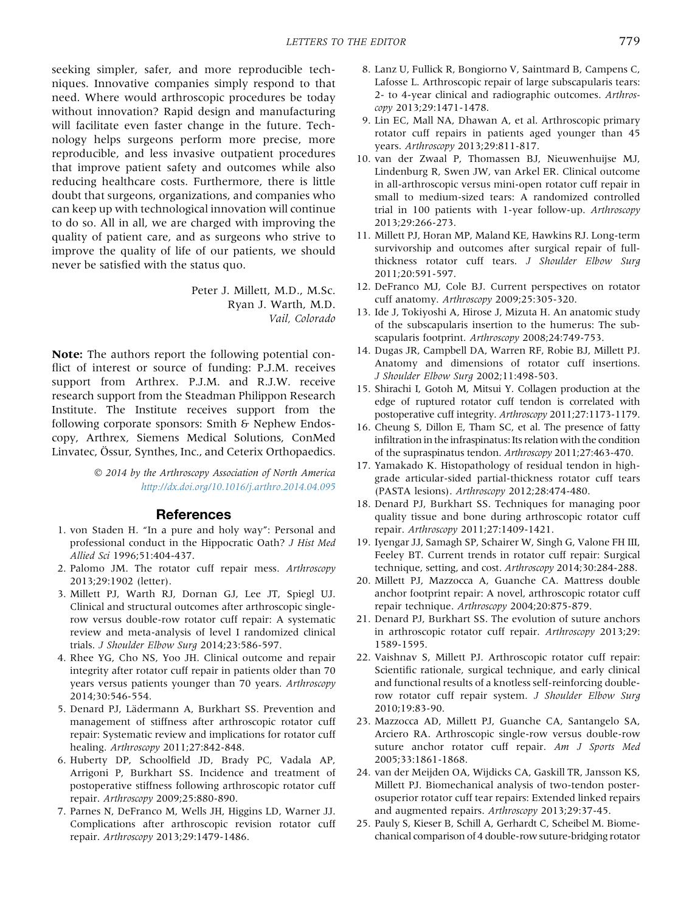seeking simpler, safer, and more reproducible techniques. Innovative companies simply respond to that need. Where would arthroscopic procedures be today without innovation? Rapid design and manufacturing will facilitate even faster change in the future. Technology helps surgeons perform more precise, more reproducible, and less invasive outpatient procedures that improve patient safety and outcomes while also reducing healthcare costs. Furthermore, there is little doubt that surgeons, organizations, and companies who can keep up with technological innovation will continue to do so. All in all, we are charged with improving the quality of patient care, and as surgeons who strive to improve the quality of life of our patients, we should never be satisfied with the status quo.

Peter J. Millett, M.D., M.Sc.
Ryan J. Warth, M.D.
*Vail, Colorado*

**Note:** The authors report the following potential conflict of interest or source of funding: P.J.M. receives support from Arthrex. P.J.M. and R.J.W. receive research support from the Steadman Philippon Research Institute. The Institute receives support from the following corporate sponsors: Smith & Nephew Endoscopy, Arthrex, Siemens Medical Solutions, ConMed Linvatec, Össur, Synthes, Inc., and Ceterix Orthopaedics.

*© 2014 by the Arthroscopy Association of North America*
*http://dx.doi.org/10.1016/j.arthro.2014.04.095*

## References

1. von Staden H. "In a pure and holy way": Personal and professional conduct in the Hippocratic Oath? *J Hist Med Allied Sci* 1996;51:404-437.
2. Palomo JM. The rotator cuff repair mess. *Arthroscopy* 2013;29:1902 (letter).
3. Millett PJ, Warth RJ, Dornan GJ, Lee JT, Spiegl UJ. Clinical and structural outcomes after arthroscopic single-row versus double-row rotator cuff repair: A systematic review and meta-analysis of level I randomized clinical trials. *J Shoulder Elbow Surg* 2014;23:586-597.
4. Rhee YG, Cho NS, Yoo JH. Clinical outcome and repair integrity after rotator cuff repair in patients older than 70 years versus patients younger than 70 years. *Arthroscopy* 2014;30:546-554.
5. Denard PJ, Lädermann A, Burkhart SS. Prevention and management of stiffness after arthroscopic rotator cuff repair: Systematic review and implications for rotator cuff healing. *Arthroscopy* 2011;27:842-848.
6. Huberty DP, Schoolfield JD, Brady PC, Vadala AP, Arrigoni P, Burkhart SS. Incidence and treatment of postoperative stiffness following arthroscopic rotator cuff repair. *Arthroscopy* 2009;25:880-890.
7. Parnes N, DeFranco M, Wells JH, Higgins LD, Warner JJ. Complications after arthroscopic revision rotator cuff repair. *Arthroscopy* 2013;29:1479-1486.
8. Lanz U, Fullick R, Bongiorno V, Saintmard B, Campens C, Lafosse L. Arthroscopic repair of large subscapularis tears: 2- to 4-year clinical and radiographic outcomes. *Arthroscopy* 2013;29:1471-1478.
9. Lin EC, Mall NA, Dhawan A, et al. Arthroscopic primary rotator cuff repairs in patients aged younger than 45 years. *Arthroscopy* 2013;29:811-817.
10. van der Zwaal P, Thomassen BJ, Nieuwenhuijse MJ, Lindenburg R, Swen JW, van Arkel ER. Clinical outcome in all-arthroscopic versus mini-open rotator cuff repair in small to medium-sized tears: A randomized controlled trial in 100 patients with 1-year follow-up. *Arthroscopy* 2013;29:266-273.
11. Millett PJ, Horan MP, Maland KE, Hawkins RJ. Long-term survivorship and outcomes after surgical repair of full-thickness rotator cuff tears. *J Shoulder Elbow Surg* 2011;20:591-597.
12. DeFranco MJ, Cole BJ. Current perspectives on rotator cuff anatomy. *Arthroscopy* 2009;25:305-320.
13. Ide J, Tokiyoshi A, Hirose J, Mizuta H. An anatomic study of the subscapularis insertion to the humerus: The subscapularis footprint. *Arthroscopy* 2008;24:749-753.
14. Dugas JR, Campbell DA, Warren RF, Robie BJ, Millett PJ. Anatomy and dimensions of rotator cuff insertions. *J Shoulder Elbow Surg* 2002;11:498-503.
15. Shirachi I, Gotoh M, Mitsui Y. Collagen production at the edge of ruptured rotator cuff tendon is correlated with postoperative cuff integrity. *Arthroscopy* 2011;27:1173-1179.
16. Cheung S, Dillon E, Tham SC, et al. The presence of fatty infiltration in the infraspinatus: Its relation with the condition of the supraspinatus tendon. *Arthroscopy* 2011;27:463-470.
17. Yamakado K. Histopathology of residual tendon in high-grade articular-sided partial-thickness rotator cuff tears (PASTA lesions). *Arthroscopy* 2012;28:474-480.
18. Denard PJ, Burkhart SS. Techniques for managing poor quality tissue and bone during arthroscopic rotator cuff repair. *Arthroscopy* 2011;27:1409-1421.
19. Iyengar JJ, Samagh SP, Schairer W, Singh G, Valone FH III, Feeley BT. Current trends in rotator cuff repair: Surgical technique, setting, and cost. *Arthroscopy* 2014;30:284-288.
20. Millett PJ, Mazzocca A, Guanche CA. Mattress double anchor footprint repair: A novel, arthroscopic rotator cuff repair technique. *Arthroscopy* 2004;20:875-879.
21. Denard PJ, Burkhart SS. The evolution of suture anchors in arthroscopic rotator cuff repair. *Arthroscopy* 2013;29:1589-1595.
22. Vaishnav S, Millett PJ. Arthroscopic rotator cuff repair: Scientific rationale, surgical technique, and early clinical and functional results of a knotless self-reinforcing double-row rotator cuff repair system. *J Shoulder Elbow Surg* 2010;19:83-90.
23. Mazzocca AD, Millett PJ, Guanche CA, Santangelo SA, Arciero RA. Arthroscopic single-row versus double-row suture anchor rotator cuff repair. *Am J Sports Med* 2005;33:1861-1868.
24. van der Meijden OA, Wijdicks CA, Gaskill TR, Jansson KS, Millett PJ. Biomechanical analysis of two-tendon posterosuperior rotator cuff tear repairs: Extended linked repairs and augmented repairs. *Arthroscopy* 2013;29:37-45.
25. Pauly S, Kieser B, Schill A, Gerhardt C, Scheibel M. Biomechanical comparison of 4 double-row suture-bridging rotator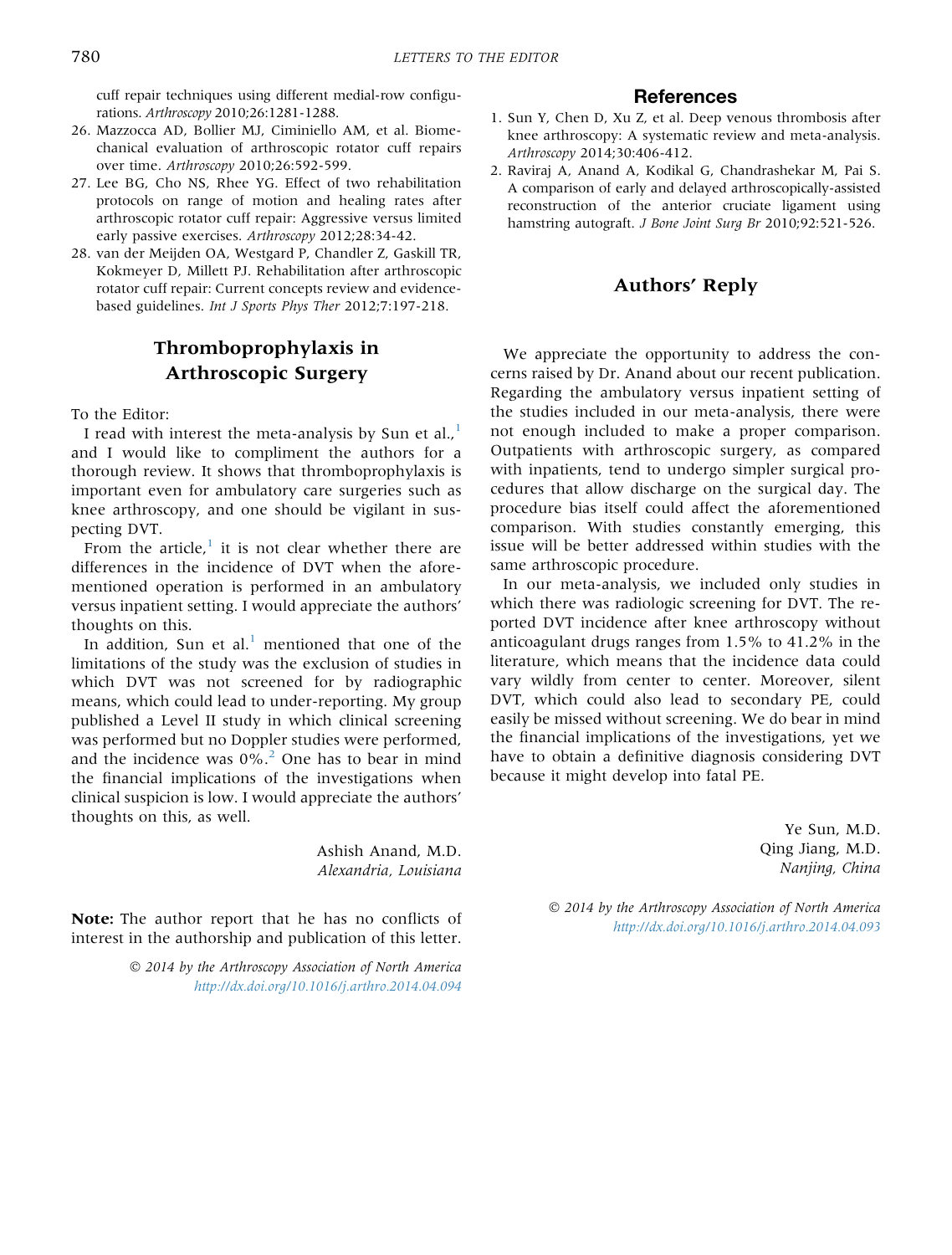cuff repair techniques using different medial-row configurations. *Arthroscopy* 2010;26:1281-1288.
26. Mazzocca AD, Bollier MJ, Ciminiello AM, et al. Biomechanical evaluation of arthroscopic rotator cuff repairs over time. *Arthroscopy* 2010;26:592-599.
27. Lee BG, Cho NS, Rhee YG. Effect of two rehabilitation protocols on range of motion and healing rates after arthroscopic rotator cuff repair: Aggressive versus limited early passive exercises. *Arthroscopy* 2012;28:34-42.
28. van der Meijden OA, Westgard P, Chandler Z, Gaskill TR, Kokmeyer D, Millett PJ. Rehabilitation after arthroscopic rotator cuff repair: Current concepts review and evidence-based guidelines. *Int J Sports Phys Ther* 2012;7:197-218.

## Thromboprophylaxis in Arthroscopic Surgery

To the Editor:

I read with interest the meta-analysis by Sun et al.,[1] and I would like to compliment the authors for a thorough review. It shows that thromboprophylaxis is important even for ambulatory care surgeries such as knee arthroscopy, and one should be vigilant in suspecting DVT.

From the article,[1] it is not clear whether there are differences in the incidence of DVT when the aforementioned operation is performed in an ambulatory versus inpatient setting. I would appreciate the authors' thoughts on this.

In addition, Sun et al.[1] mentioned that one of the limitations of the study was the exclusion of studies in which DVT was not screened for by radiographic means, which could lead to under-reporting. My group published a Level II study in which clinical screening was performed but no Doppler studies were performed, and the incidence was 0%.[2] One has to bear in mind the financial implications of the investigations when clinical suspicion is low. I would appreciate the authors' thoughts on this, as well.

Ashish Anand, M.D.
*Alexandria, Louisiana*

**Note:** The author report that he has no conflicts of interest in the authorship and publication of this letter.

*© 2014 by the Arthroscopy Association of North America*
http://dx.doi.org/10.1016/j.arthro.2014.04.094

### References

1. Sun Y, Chen D, Xu Z, et al. Deep venous thrombosis after knee arthroscopy: A systematic review and meta-analysis. *Arthroscopy* 2014;30:406-412.
2. Raviraj A, Anand A, Kodikal G, Chandrashekar M, Pai S. A comparison of early and delayed arthroscopically-assisted reconstruction of the anterior cruciate ligament using hamstring autograft. *J Bone Joint Surg Br* 2010;92:521-526.

## Authors' Reply

We appreciate the opportunity to address the concerns raised by Dr. Anand about our recent publication. Regarding the ambulatory versus inpatient setting of the studies included in our meta-analysis, there were not enough included to make a proper comparison. Outpatients with arthroscopic surgery, as compared with inpatients, tend to undergo simpler surgical procedures that allow discharge on the surgical day. The procedure bias itself could affect the aforementioned comparison. With studies constantly emerging, this issue will be better addressed within studies with the same arthroscopic procedure.

In our meta-analysis, we included only studies in which there was radiologic screening for DVT. The reported DVT incidence after knee arthroscopy without anticoagulant drugs ranges from 1.5% to 41.2% in the literature, which means that the incidence data could vary wildly from center to center. Moreover, silent DVT, which could also lead to secondary PE, could easily be missed without screening. We do bear in mind the financial implications of the investigations, yet we have to obtain a definitive diagnosis considering DVT because it might develop into fatal PE.

Ye Sun, M.D.
Qing Jiang, M.D.
*Nanjing, China*

*© 2014 by the Arthroscopy Association of North America*
http://dx.doi.org/10.1016/j.arthro.2014.04.093